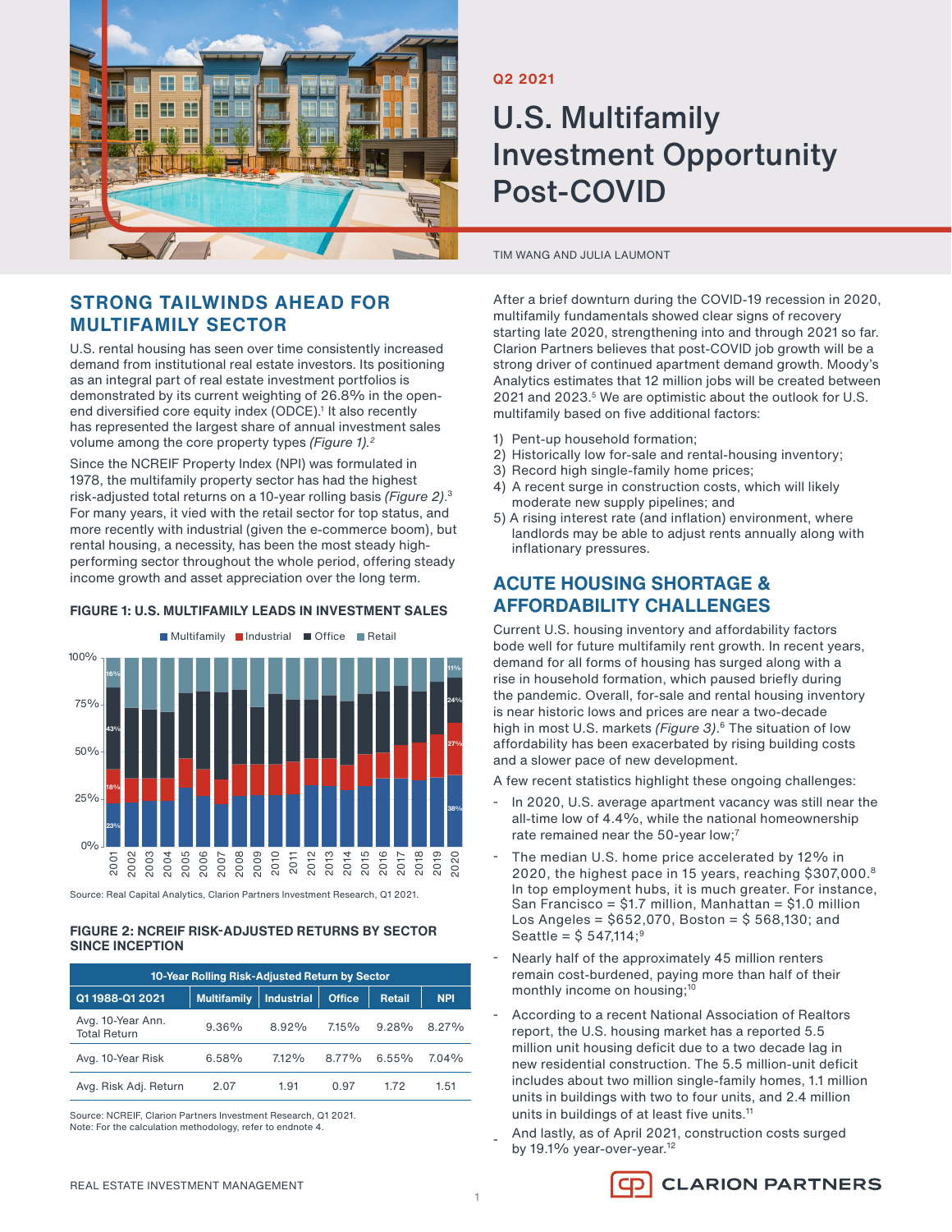Q2 2021

# U.S. Multifamily Investment Opportunity Post-COVID

TIM WANG AND JULIA LAUMONT

## STRONG TAILWINDS AHEAD FOR MULTIFAMILY SECTOR

U.S. rental housing has seen over time consistently increased demand from institutional real estate investors. Its positioning as an integral part of real estate investment portfolios is demonstrated by its current weighting of 26.8% in the open-end diversified core equity index (ODCE).[1] It also recently has represented the largest share of annual investment sales volume among the core property types *(Figure 1).*[2]

Since the NCREIF Property Index (NPI) was formulated in 1978, the multifamily property sector has had the highest risk-adjusted total returns on a 10-year rolling basis *(Figure 2)*.[3] For many years, it vied with the retail sector for top status, and more recently with industrial (given the e-commerce boom), but rental housing, a necessity, has been the most steady high-performing sector throughout the whole period, offering steady income growth and asset appreciation over the long term.

**FIGURE 1: U.S. MULTIFAMILY LEADS IN INVESTMENT SALES**

Source: Real Capital Analytics, Clarion Partners Investment Research, Q1 2021.

**FIGURE 2: NCREIF RISK-ADJUSTED RETURNS BY SECTOR SINCE INCEPTION**

| 10-Year Rolling Risk-Adjusted Return by Sector | | | | | |
|---|---|---|---|---|---|
| Q1 1988-Q1 2021 | Multifamily | Industrial | Office | Retail | NPI |
| Avg. 10-Year Ann. Total Return | 9.36% | 8.92% | 7.15% | 9.28% | 8.27% |
| Avg. 10-Year Risk | 6.58% | 7.12% | 8.77% | 6.55% | 7.04% |
| Avg. Risk Adj. Return | 2.07 | 1.91 | 0.97 | 1.72 | 1.51 |

Source: NCREIF, Clarion Partners Investment Research, Q1 2021.
Note: For the calculation methodology, refer to endnote 4.

After a brief downturn during the COVID-19 recession in 2020, multifamily fundamentals showed clear signs of recovery starting late 2020, strengthening into and through 2021 so far. Clarion Partners believes that post-COVID job growth will be a strong driver of continued apartment demand growth. Moody's Analytics estimates that 12 million jobs will be created between 2021 and 2023.[5] We are optimistic about the outlook for U.S. multifamily based on five additional factors:

1) Pent-up household formation;
2) Historically low for-sale and rental-housing inventory;
3) Record high single-family home prices;
4) A recent surge in construction costs, which will likely moderate new supply pipelines; and
5) A rising interest rate (and inflation) environment, where landlords may be able to adjust rents annually along with inflationary pressures.

## ACUTE HOUSING SHORTAGE & AFFORDABILITY CHALLENGES

Current U.S. housing inventory and affordability factors bode well for future multifamily rent growth. In recent years, demand for all forms of housing has surged along with a rise in household formation, which paused briefly during the pandemic. Overall, for-sale and rental housing inventory is near historic lows and prices are near a two-decade high in most U.S. markets *(Figure 3)*.[6] The situation of low affordability has been exacerbated by rising building costs and a slower pace of new development.

A few recent statistics highlight these ongoing challenges:

- In 2020, U.S. average apartment vacancy was still near the all-time low of 4.4%, while the national homeownership rate remained near the 50-year low;[7]
- The median U.S. home price accelerated by 12% in 2020, the highest pace in 15 years, reaching $307,000.[8] In top employment hubs, it is much greater. For instance, San Francisco = $1.7 million, Manhattan = $1.0 million Los Angeles = $652,070, Boston = $ 568,130; and Seattle = $ 547,114;[9]
- Nearly half of the approximately 45 million renters remain cost-burdened, paying more than half of their monthly income on housing;[10]
- According to a recent National Association of Realtors report, the U.S. housing market has a reported 5.5 million unit housing deficit due to a two decade lag in new residential construction. The 5.5 million-unit deficit includes about two million single-family homes, 1.1 million units in buildings with two to four units, and 2.4 million units in buildings of at least five units.[11]
- And lastly, as of April 2021, construction costs surged by 19.1% year-over-year.[12]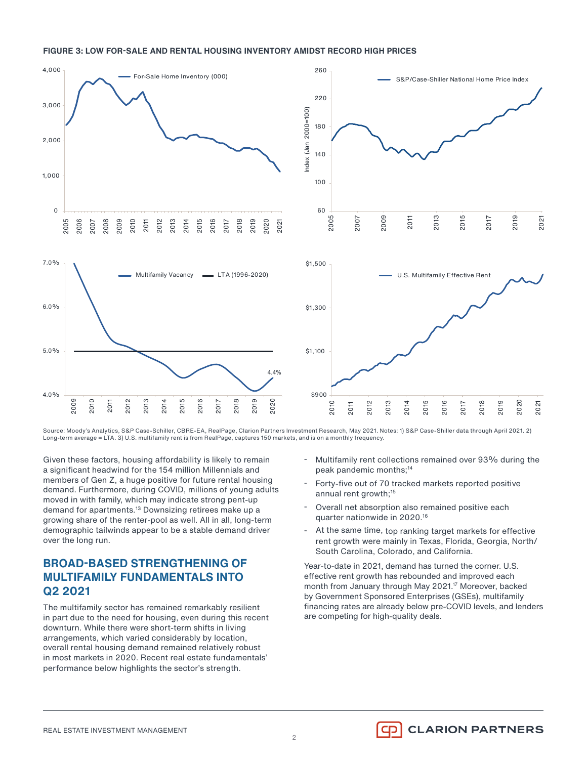**FIGURE 3: LOW FOR-SALE AND RENTAL HOUSING INVENTORY AMIDST RECORD HIGH PRICES**

Source: Moody's Analytics, S&P Case-Schiller, CBRE-EA, RealPage, Clarion Partners Investment Research, May 2021. Notes: 1) S&P Case-Shiller data through April 2021. 2) Long-term average = LTA. 3) U.S. multifamily rent is from RealPage, captures 150 markets, and is on a monthly frequency.

Given these factors, housing affordability is likely to remain a significant headwind for the 154 million Millennials and members of Gen Z, a huge positive for future rental housing demand. Furthermore, during COVID, millions of young adults moved in with family, which may indicate strong pent-up demand for apartments.[13] Downsizing retirees make up a growing share of the renter-pool as well. All in all, long-term demographic tailwinds appear to be a stable demand driver over the long run.

## BROAD-BASED STRENGTHENING OF MULTIFAMILY FUNDAMENTALS INTO Q2 2021

The multifamily sector has remained remarkably resilient in part due to the need for housing, even during this recent downturn. While there were short-term shifts in living arrangements, which varied considerably by location, overall rental housing demand remained relatively robust in most markets in 2020. Recent real estate fundamentals' performance below highlights the sector's strength.

- Multifamily rent collections remained over 93% during the peak pandemic months;[14]
- Forty-five out of 70 tracked markets reported positive annual rent growth;[15]
- Overall net absorption also remained positive each quarter nationwide in 2020.[16]
- At the same time, top ranking target markets for effective rent growth were mainly in Texas, Florida, Georgia, North/South Carolina, Colorado, and California.

Year-to-date in 2021, demand has turned the corner. U.S. effective rent growth has rebounded and improved each month from January through May 2021.[17] Moreover, backed by Government Sponsored Enterprises (GSEs), multifamily financing rates are already below pre-COVID levels, and lenders are competing for high-quality deals.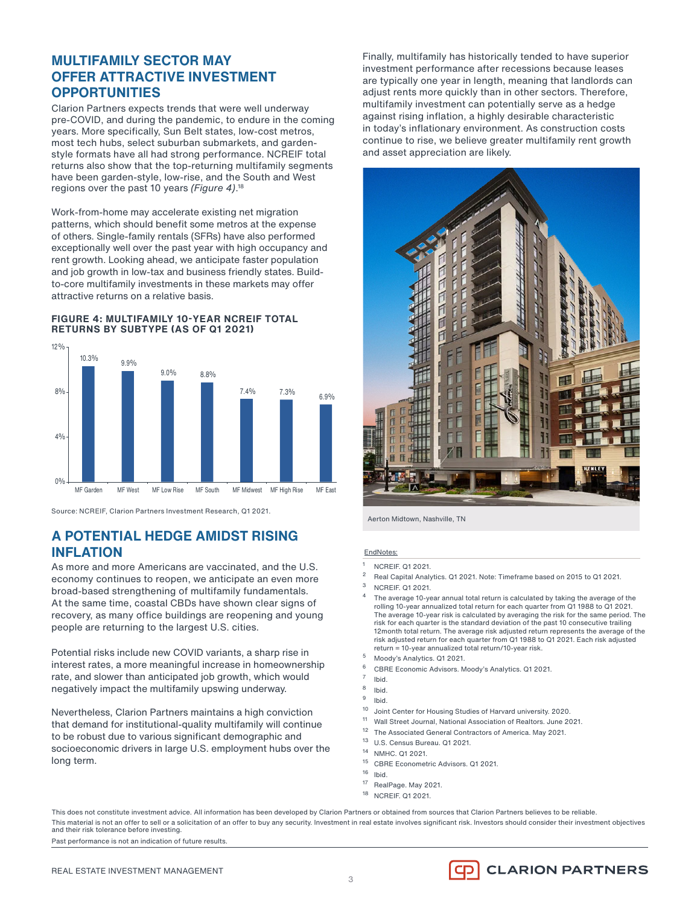## MULTIFAMILY SECTOR MAY OFFER ATTRACTIVE INVESTMENT OPPORTUNITIES

Clarion Partners expects trends that were well underway pre-COVID, and during the pandemic, to endure in the coming years. More specifically, Sun Belt states, low-cost metros, most tech hubs, select suburban submarkets, and garden-style formats have all had strong performance. NCREIF total returns also show that the top-returning multifamily segments have been garden-style, low-rise, and the South and West regions over the past 10 years *(Figure 4)*.[18]

Work-from-home may accelerate existing net migration patterns, which should benefit some metros at the expense of others. Single-family rentals (SFRs) have also performed exceptionally well over the past year with high occupancy and rent growth. Looking ahead, we anticipate faster population and job growth in low-tax and business friendly states. Build-to-core multifamily investments in these markets may offer attractive returns on a relative basis.

**FIGURE 4: MULTIFAMILY 10-YEAR NCREIF TOTAL RETURNS BY SUBTYPE (AS OF Q1 2021)**

12%
8%
4%
0%

10.3% MF Garden
9.9% MF West
9.0% MF Low Rise
8.8% MF South
7.4% MF Midwest
7.3% MF High Rise
6.9% MF East

Source: NCREIF, Clarion Partners Investment Research, Q1 2021.

## A POTENTIAL HEDGE AMIDST RISING INFLATION

As more and more Americans are vaccinated, and the U.S. economy continues to reopen, we anticipate an even more broad-based strengthening of multifamily fundamentals. At the same time, coastal CBDs have shown clear signs of recovery, as many office buildings are reopening and young people are returning to the largest U.S. cities.

Potential risks include new COVID variants, a sharp rise in interest rates, a more meaningful increase in homeownership rate, and slower than anticipated job growth, which would negatively impact the multifamily upswing underway.

Nevertheless, Clarion Partners maintains a high conviction that demand for institutional-quality multifamily will continue to be robust due to various significant demographic and socioeconomic drivers in large U.S. employment hubs over the long term.

Finally, multifamily has historically tended to have superior investment performance after recessions because leases are typically one year in length, meaning that landlords can adjust rents more quickly than in other sectors. Therefore, multifamily investment can potentially serve as a hedge against rising inflation, a highly desirable characteristic in today's inflationary environment. As construction costs continue to rise, we believe greater multifamily rent growth and asset appreciation are likely.

Aerton Midtown, Nashville, TN

EndNotes:

1. NCREIF. Q1 2021.
2. Real Capital Analytics. Q1 2021. Note: Timeframe based on 2015 to Q1 2021.
3. NCREIF. Q1 2021.
4. The average 10-year annual total return is calculated by taking the average of the rolling 10-year annualized total return for each quarter from Q1 1988 to Q1 2021. The average 10-year risk is calculated by averaging the risk for the same period. The risk for each quarter is the standard deviation of the past 10 consecutive trailing 12month total return. The average risk adjusted return represents the average of the risk adjusted return for each quarter from Q1 1988 to Q1 2021. Each risk adjusted return = 10-year annualized total return/10-year risk.
5. Moody's Analytics. Q1 2021.
6. CBRE Economic Advisors. Moody's Analytics. Q1 2021.
7. Ibid.
8. Ibid.
9. Ibid.
10. Joint Center for Housing Studies of Harvard university. 2020.
11. Wall Street Journal, National Association of Realtors. June 2021.
12. The Associated General Contractors of America. May 2021.
13. U.S. Census Bureau. Q1 2021.
14. NMHC. Q1 2021.
15. CBRE Econometric Advisors. Q1 2021.
16. Ibid.
17. RealPage. May 2021.
18. NCREIF. Q1 2021.

This does not constitute investment advice. All information has been developed by Clarion Partners or obtained from sources that Clarion Partners believes to be reliable.

This material is not an offer to sell or a solicitation of an offer to buy any security. Investment in real estate involves significant risk. Investors should consider their investment objectives and their risk tolerance before investing.

Past performance is not an indication of future results.